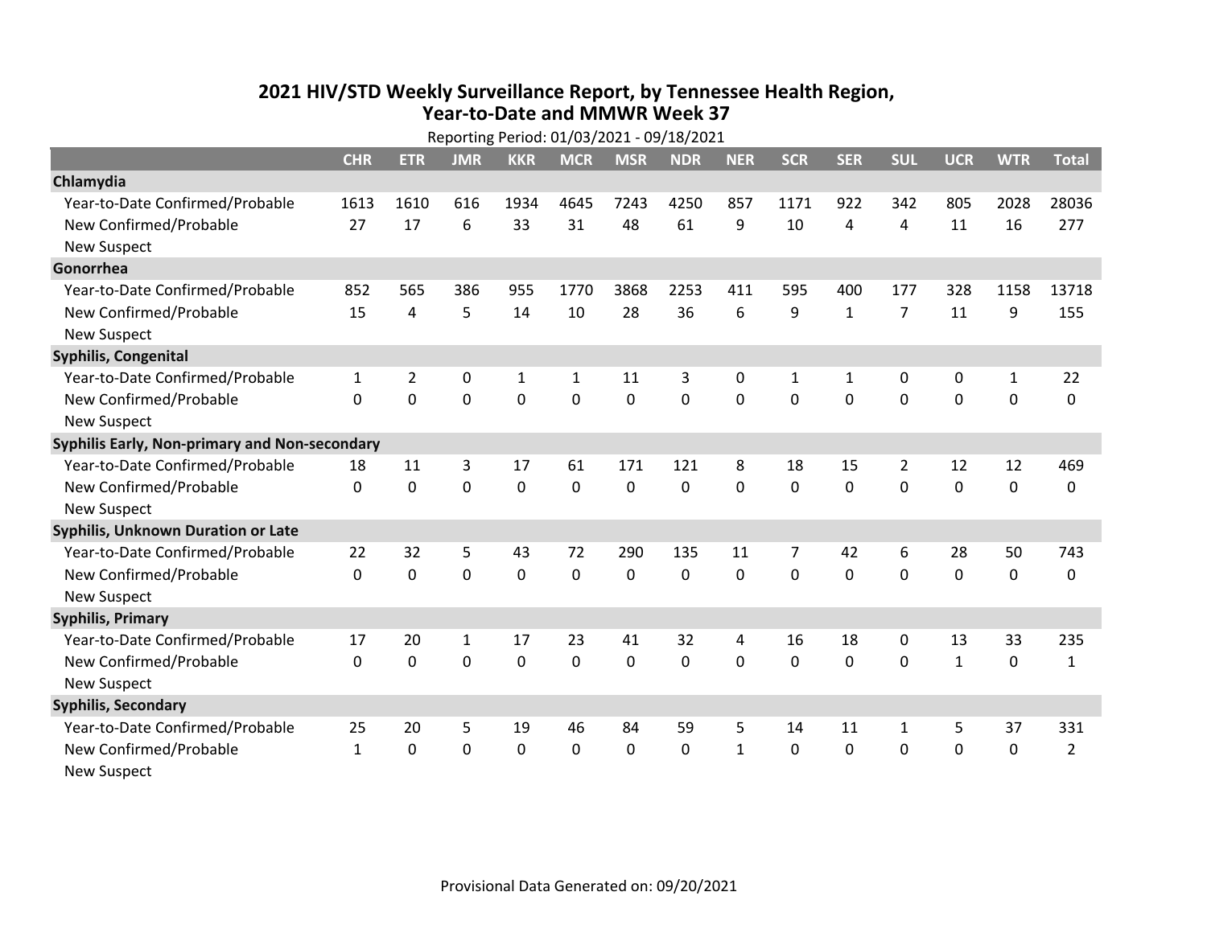# 2021 HIV/STD Weekly Surveillance Report, by Tennessee Health Region, Year-to-Date and MMWR Week 37

Reporting Period: 01/03/2021 - 09/18/2021

| | CHR | ETR | JMR | KKR | MCR | MSR | NDR | NER | SCR | SER | SUL | UCR | WTR | Total |
|---|---|---|---|---|---|---|---|---|---|---|---|---|---|---|
| **Chlamydia** | | | | | | | | | | | | | | |
| Year-to-Date Confirmed/Probable | 1613 | 1610 | 616 | 1934 | 4645 | 7243 | 4250 | 857 | 1171 | 922 | 342 | 805 | 2028 | 28036 |
| New Confirmed/Probable | 27 | 17 | 6 | 33 | 31 | 48 | 61 | 9 | 10 | 4 | 4 | 11 | 16 | 277 |
| New Suspect | | | | | | | | | | | | | | |
| **Gonorrhea** | | | | | | | | | | | | | | |
| Year-to-Date Confirmed/Probable | 852 | 565 | 386 | 955 | 1770 | 3868 | 2253 | 411 | 595 | 400 | 177 | 328 | 1158 | 13718 |
| New Confirmed/Probable | 15 | 4 | 5 | 14 | 10 | 28 | 36 | 6 | 9 | 1 | 7 | 11 | 9 | 155 |
| New Suspect | | | | | | | | | | | | | | |
| **Syphilis, Congenital** | | | | | | | | | | | | | | |
| Year-to-Date Confirmed/Probable | 1 | 2 | 0 | 1 | 1 | 11 | 3 | 0 | 1 | 1 | 0 | 0 | 1 | 22 |
| New Confirmed/Probable | 0 | 0 | 0 | 0 | 0 | 0 | 0 | 0 | 0 | 0 | 0 | 0 | 0 | 0 |
| New Suspect | | | | | | | | | | | | | | |
| **Syphilis Early, Non-primary and Non-secondary** | | | | | | | | | | | | | | |
| Year-to-Date Confirmed/Probable | 18 | 11 | 3 | 17 | 61 | 171 | 121 | 8 | 18 | 15 | 2 | 12 | 12 | 469 |
| New Confirmed/Probable | 0 | 0 | 0 | 0 | 0 | 0 | 0 | 0 | 0 | 0 | 0 | 0 | 0 | 0 |
| New Suspect | | | | | | | | | | | | | | |
| **Syphilis, Unknown Duration or Late** | | | | | | | | | | | | | | |
| Year-to-Date Confirmed/Probable | 22 | 32 | 5 | 43 | 72 | 290 | 135 | 11 | 7 | 42 | 6 | 28 | 50 | 743 |
| New Confirmed/Probable | 0 | 0 | 0 | 0 | 0 | 0 | 0 | 0 | 0 | 0 | 0 | 0 | 0 | 0 |
| New Suspect | | | | | | | | | | | | | | |
| **Syphilis, Primary** | | | | | | | | | | | | | | |
| Year-to-Date Confirmed/Probable | 17 | 20 | 1 | 17 | 23 | 41 | 32 | 4 | 16 | 18 | 0 | 13 | 33 | 235 |
| New Confirmed/Probable | 0 | 0 | 0 | 0 | 0 | 0 | 0 | 0 | 0 | 0 | 0 | 1 | 0 | 1 |
| New Suspect | | | | | | | | | | | | | | |
| **Syphilis, Secondary** | | | | | | | | | | | | | | |
| Year-to-Date Confirmed/Probable | 25 | 20 | 5 | 19 | 46 | 84 | 59 | 5 | 14 | 11 | 1 | 5 | 37 | 331 |
| New Confirmed/Probable | 1 | 0 | 0 | 0 | 0 | 0 | 0 | 1 | 0 | 0 | 0 | 0 | 0 | 2 |
| New Suspect | | | | | | | | | | | | | | |

Provisional Data Generated on: 09/20/2021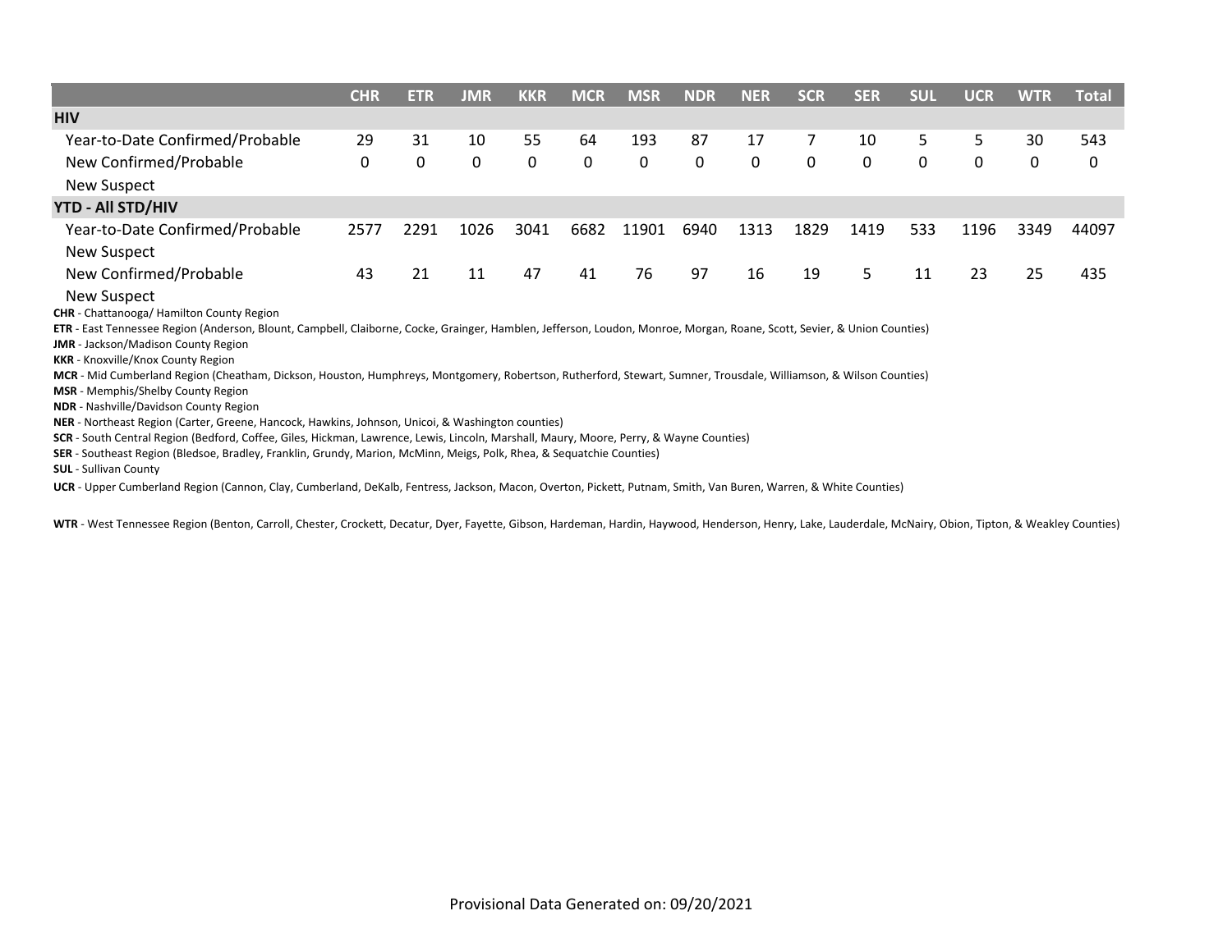| | CHR | ETR | JMR | KKR | MCR | MSR | NDR | NER | SCR | SER | SUL | UCR | WTR | Total |
|---|---|---|---|---|---|---|---|---|---|---|---|---|---|---|
| **HIV** | | | | | | | | | | | | | | |
| Year-to-Date Confirmed/Probable | 29 | 31 | 10 | 55 | 64 | 193 | 87 | 17 | 7 | 10 | 5 | 5 | 30 | 543 |
| New Confirmed/Probable | 0 | 0 | 0 | 0 | 0 | 0 | 0 | 0 | 0 | 0 | 0 | 0 | 0 | 0 |
| New Suspect | | | | | | | | | | | | | | |
| **YTD - All STD/HIV** | | | | | | | | | | | | | | |
| Year-to-Date Confirmed/Probable | 2577 | 2291 | 1026 | 3041 | 6682 | 11901 | 6940 | 1313 | 1829 | 1419 | 533 | 1196 | 3349 | 44097 |
| New Suspect | | | | | | | | | | | | | | |
| New Confirmed/Probable | 43 | 21 | 11 | 47 | 41 | 76 | 97 | 16 | 19 | 5 | 11 | 23 | 25 | 435 |
| New Suspect | | | | | | | | | | | | | | |

**CHR** - Chattanooga/ Hamilton County Region

**ETR** - East Tennessee Region (Anderson, Blount, Campbell, Claiborne, Cocke, Grainger, Hamblen, Jefferson, Loudon, Monroe, Morgan, Roane, Scott, Sevier, & Union Counties)

**JMR** - Jackson/Madison County Region

**KKR** - Knoxville/Knox County Region

**MCR** - Mid Cumberland Region (Cheatham, Dickson, Houston, Humphreys, Montgomery, Robertson, Rutherford, Stewart, Sumner, Trousdale, Williamson, & Wilson Counties)

**MSR** - Memphis/Shelby County Region

**NDR** - Nashville/Davidson County Region

**NER** - Northeast Region (Carter, Greene, Hancock, Hawkins, Johnson, Unicoi, & Washington counties)

**SCR** - South Central Region (Bedford, Coffee, Giles, Hickman, Lawrence, Lewis, Lincoln, Marshall, Maury, Moore, Perry, & Wayne Counties)

**SER** - Southeast Region (Bledsoe, Bradley, Franklin, Grundy, Marion, McMinn, Meigs, Polk, Rhea, & Sequatchie Counties)

**SUL** - Sullivan County

**UCR** - Upper Cumberland Region (Cannon, Clay, Cumberland, DeKalb, Fentress, Jackson, Macon, Overton, Pickett, Putnam, Smith, Van Buren, Warren, & White Counties)

**WTR** - West Tennessee Region (Benton, Carroll, Chester, Crockett, Decatur, Dyer, Fayette, Gibson, Hardeman, Hardin, Haywood, Henderson, Henry, Lake, Lauderdale, McNairy, Obion, Tipton, & Weakley Counties)

Provisional Data Generated on: 09/20/2021